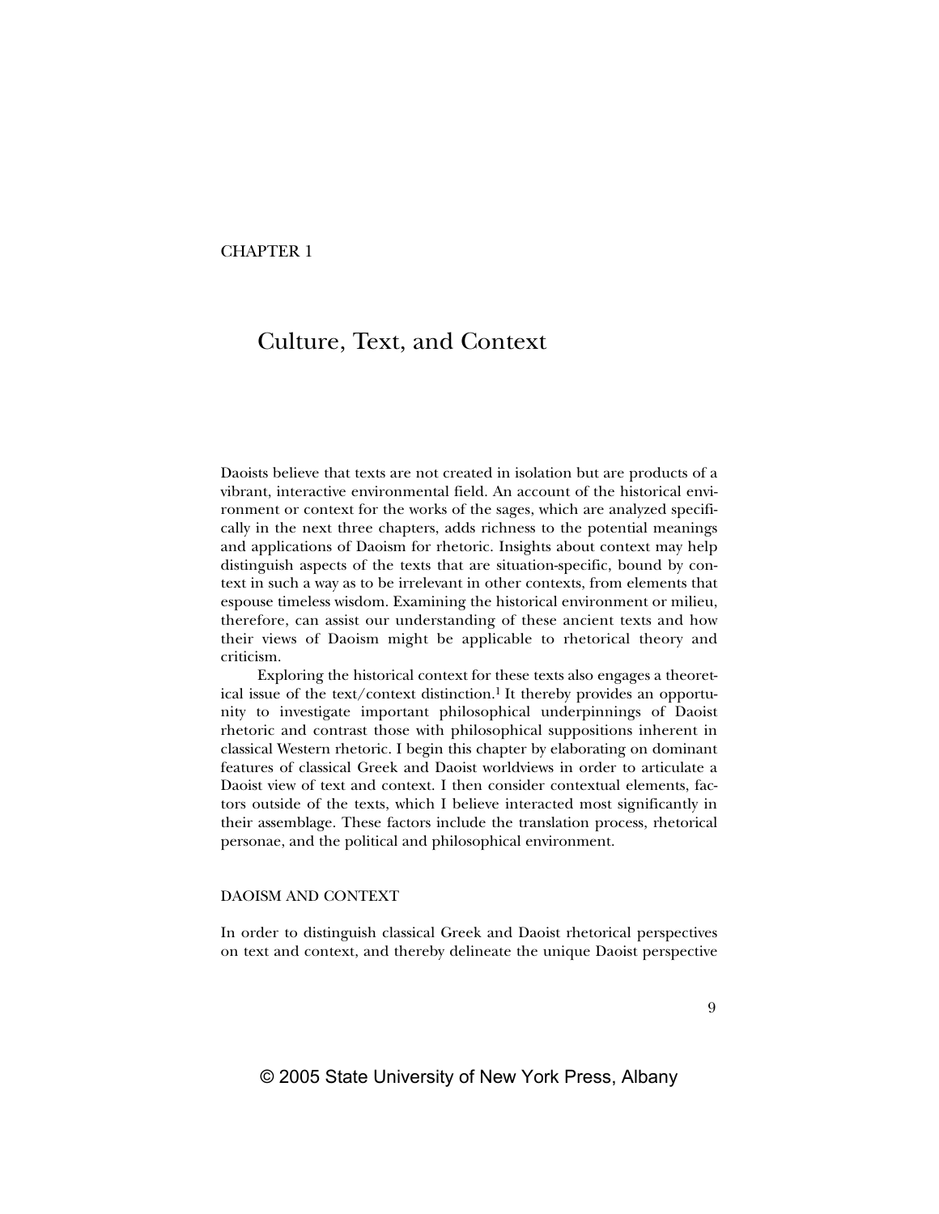CHAPTER 1

# Culture, Text, and Context

Daoists believe that texts are not created in isolation but are products of a vibrant, interactive environmental field. An account of the historical environment or context for the works of the sages, which are analyzed specifically in the next three chapters, adds richness to the potential meanings and applications of Daoism for rhetoric. Insights about context may help distinguish aspects of the texts that are situation-specific, bound by context in such a way as to be irrelevant in other contexts, from elements that espouse timeless wisdom. Examining the historical environment or milieu, therefore, can assist our understanding of these ancient texts and how their views of Daoism might be applicable to rhetorical theory and criticism.

Exploring the historical context for these texts also engages a theoretical issue of the text/context distinction.[1] It thereby provides an opportunity to investigate important philosophical underpinnings of Daoist rhetoric and contrast those with philosophical suppositions inherent in classical Western rhetoric. I begin this chapter by elaborating on dominant features of classical Greek and Daoist worldviews in order to articulate a Daoist view of text and context. I then consider contextual elements, factors outside of the texts, which I believe interacted most significantly in their assemblage. These factors include the translation process, rhetorical personae, and the political and philosophical environment.

## DAOISM AND CONTEXT

In order to distinguish classical Greek and Daoist rhetorical perspectives on text and context, and thereby delineate the unique Daoist perspective

© 2005 State University of New York Press, Albany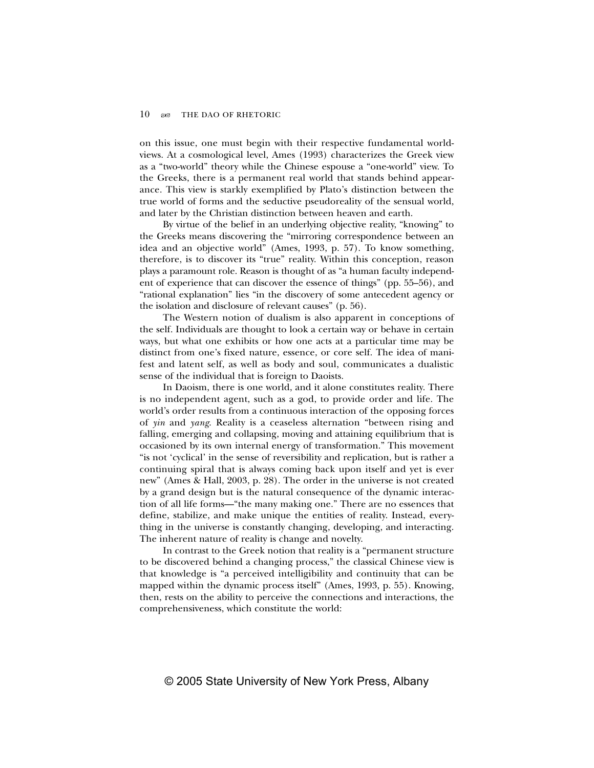on this issue, one must begin with their respective fundamental worldviews. At a cosmological level, Ames (1993) characterizes the Greek view as a "two-world" theory while the Chinese espouse a "one-world" view. To the Greeks, there is a permanent real world that stands behind appearance. This view is starkly exemplified by Plato's distinction between the true world of forms and the seductive pseudoreality of the sensual world, and later by the Christian distinction between heaven and earth.

By virtue of the belief in an underlying objective reality, "knowing" to the Greeks means discovering the "mirroring correspondence between an idea and an objective world" (Ames, 1993, p. 57). To know something, therefore, is to discover its "true" reality. Within this conception, reason plays a paramount role. Reason is thought of as "a human faculty independent of experience that can discover the essence of things" (pp. 55–56), and "rational explanation" lies "in the discovery of some antecedent agency or the isolation and disclosure of relevant causes" (p. 56).

The Western notion of dualism is also apparent in conceptions of the self. Individuals are thought to look a certain way or behave in certain ways, but what one exhibits or how one acts at a particular time may be distinct from one's fixed nature, essence, or core self. The idea of manifest and latent self, as well as body and soul, communicates a dualistic sense of the individual that is foreign to Daoists.

In Daoism, there is one world, and it alone constitutes reality. There is no independent agent, such as a god, to provide order and life. The world's order results from a continuous interaction of the opposing forces of *yin* and *yang*. Reality is a ceaseless alternation "between rising and falling, emerging and collapsing, moving and attaining equilibrium that is occasioned by its own internal energy of transformation." This movement "is not 'cyclical' in the sense of reversibility and replication, but is rather a continuing spiral that is always coming back upon itself and yet is ever new" (Ames & Hall, 2003, p. 28). The order in the universe is not created by a grand design but is the natural consequence of the dynamic interaction of all life forms—"the many making one." There are no essences that define, stabilize, and make unique the entities of reality. Instead, everything in the universe is constantly changing, developing, and interacting. The inherent nature of reality is change and novelty.

In contrast to the Greek notion that reality is a "permanent structure to be discovered behind a changing process," the classical Chinese view is that knowledge is "a perceived intelligibility and continuity that can be mapped within the dynamic process itself" (Ames, 1993, p. 55). Knowing, then, rests on the ability to perceive the connections and interactions, the comprehensiveness, which constitute the world: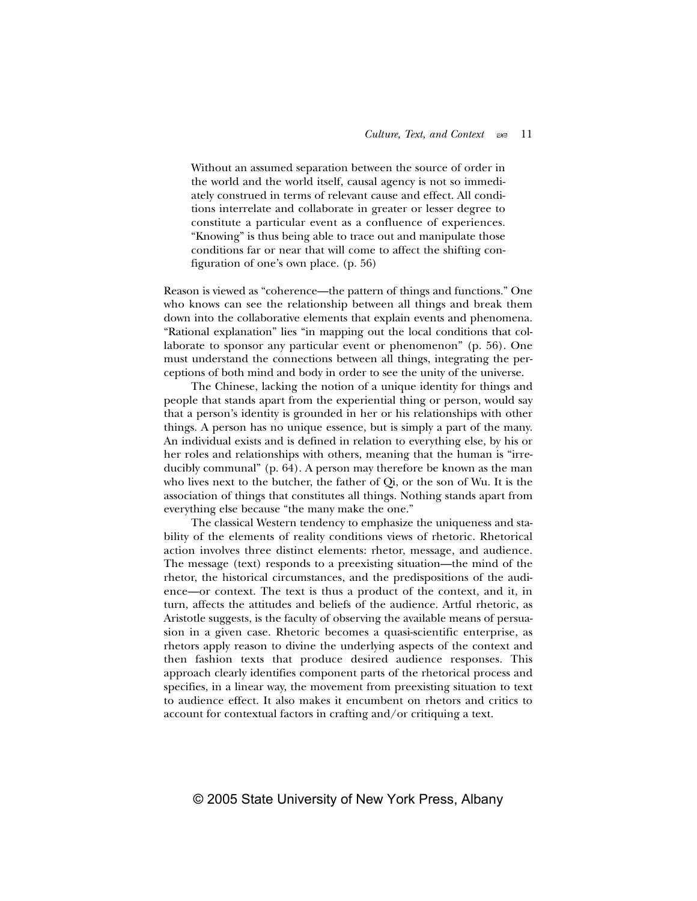> Without an assumed separation between the source of order in the world and the world itself, causal agency is not so immediately construed in terms of relevant cause and effect. All conditions interrelate and collaborate in greater or lesser degree to constitute a particular event as a confluence of experiences. "Knowing" is thus being able to trace out and manipulate those conditions far or near that will come to affect the shifting configuration of one's own place. (p. 56)

Reason is viewed as "coherence—the pattern of things and functions." One who knows can see the relationship between all things and break them down into the collaborative elements that explain events and phenomena. "Rational explanation" lies "in mapping out the local conditions that collaborate to sponsor any particular event or phenomenon" (p. 56). One must understand the connections between all things, integrating the perceptions of both mind and body in order to see the unity of the universe.

The Chinese, lacking the notion of a unique identity for things and people that stands apart from the experiential thing or person, would say that a person's identity is grounded in her or his relationships with other things. A person has no unique essence, but is simply a part of the many. An individual exists and is defined in relation to everything else, by his or her roles and relationships with others, meaning that the human is "irreducibly communal" (p. 64). A person may therefore be known as the man who lives next to the butcher, the father of Qi, or the son of Wu. It is the association of things that constitutes all things. Nothing stands apart from everything else because "the many make the one."

The classical Western tendency to emphasize the uniqueness and stability of the elements of reality conditions views of rhetoric. Rhetorical action involves three distinct elements: rhetor, message, and audience. The message (text) responds to a preexisting situation—the mind of the rhetor, the historical circumstances, and the predispositions of the audience—or context. The text is thus a product of the context, and it, in turn, affects the attitudes and beliefs of the audience. Artful rhetoric, as Aristotle suggests, is the faculty of observing the available means of persuasion in a given case. Rhetoric becomes a quasi-scientific enterprise, as rhetors apply reason to divine the underlying aspects of the context and then fashion texts that produce desired audience responses. This approach clearly identifies component parts of the rhetorical process and specifies, in a linear way, the movement from preexisting situation to text to audience effect. It also makes it encumbent on rhetors and critics to account for contextual factors in crafting and/or critiquing a text.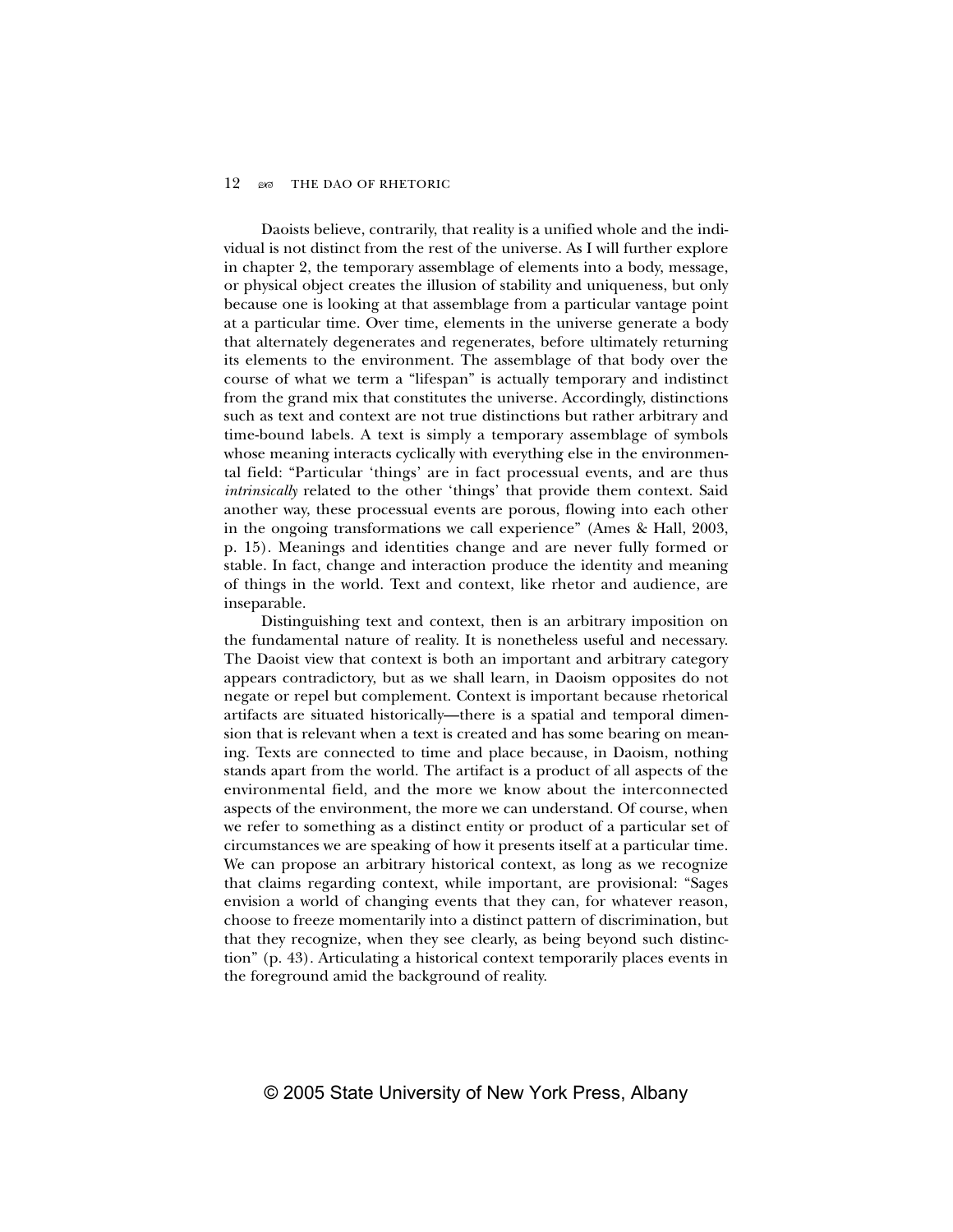Daoists believe, contrarily, that reality is a unified whole and the individual is not distinct from the rest of the universe. As I will further explore in chapter 2, the temporary assemblage of elements into a body, message, or physical object creates the illusion of stability and uniqueness, but only because one is looking at that assemblage from a particular vantage point at a particular time. Over time, elements in the universe generate a body that alternately degenerates and regenerates, before ultimately returning its elements to the environment. The assemblage of that body over the course of what we term a "lifespan" is actually temporary and indistinct from the grand mix that constitutes the universe. Accordingly, distinctions such as text and context are not true distinctions but rather arbitrary and time-bound labels. A text is simply a temporary assemblage of symbols whose meaning interacts cyclically with everything else in the environmental field: "Particular 'things' are in fact processual events, and are thus *intrinsically* related to the other 'things' that provide them context. Said another way, these processual events are porous, flowing into each other in the ongoing transformations we call experience" (Ames & Hall, 2003, p. 15). Meanings and identities change and are never fully formed or stable. In fact, change and interaction produce the identity and meaning of things in the world. Text and context, like rhetor and audience, are inseparable.

Distinguishing text and context, then is an arbitrary imposition on the fundamental nature of reality. It is nonetheless useful and necessary. The Daoist view that context is both an important and arbitrary category appears contradictory, but as we shall learn, in Daoism opposites do not negate or repel but complement. Context is important because rhetorical artifacts are situated historically—there is a spatial and temporal dimension that is relevant when a text is created and has some bearing on meaning. Texts are connected to time and place because, in Daoism, nothing stands apart from the world. The artifact is a product of all aspects of the environmental field, and the more we know about the interconnected aspects of the environment, the more we can understand. Of course, when we refer to something as a distinct entity or product of a particular set of circumstances we are speaking of how it presents itself at a particular time. We can propose an arbitrary historical context, as long as we recognize that claims regarding context, while important, are provisional: "Sages envision a world of changing events that they can, for whatever reason, choose to freeze momentarily into a distinct pattern of discrimination, but that they recognize, when they see clearly, as being beyond such distinction" (p. 43). Articulating a historical context temporarily places events in the foreground amid the background of reality.

© 2005 State University of New York Press, Albany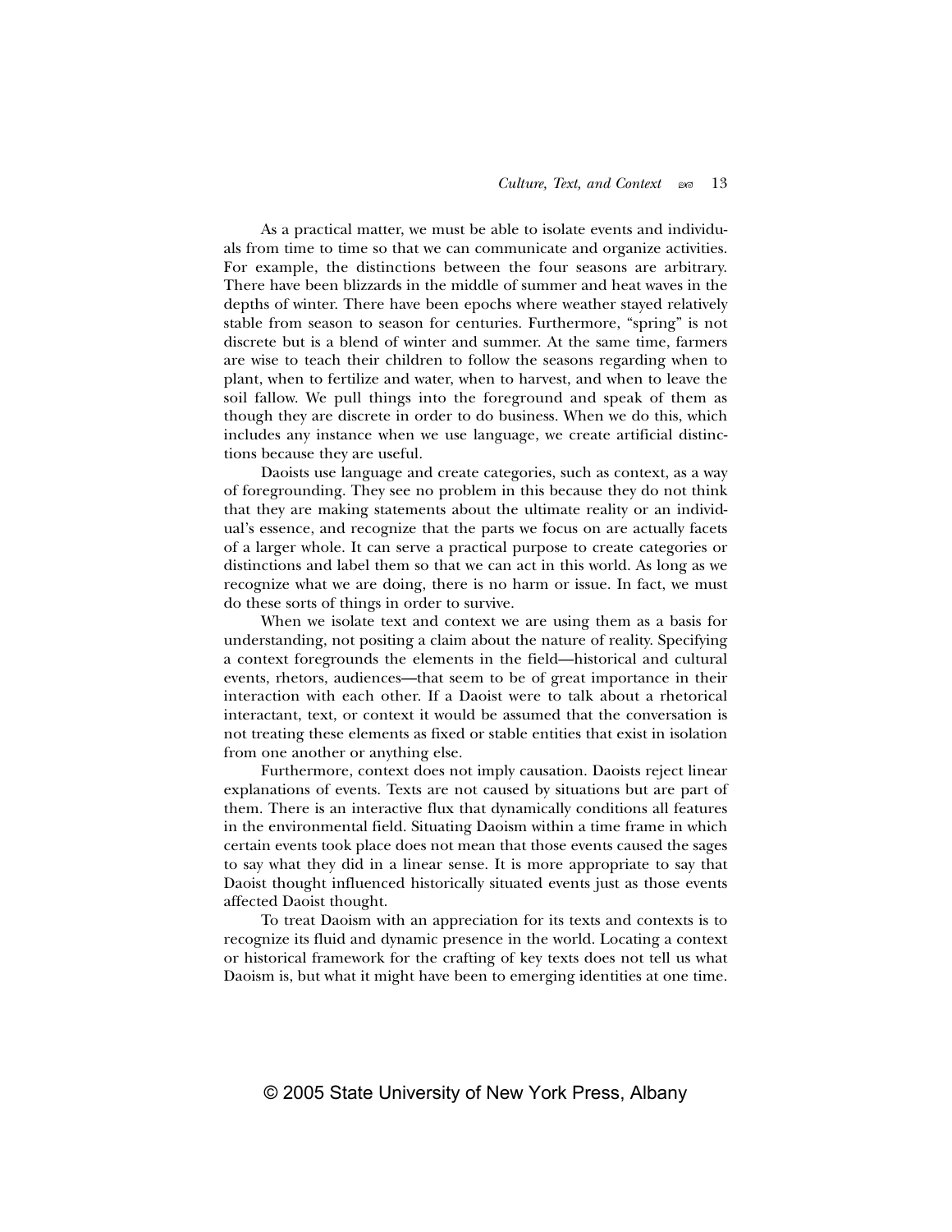As a practical matter, we must be able to isolate events and individuals from time to time so that we can communicate and organize activities. For example, the distinctions between the four seasons are arbitrary. There have been blizzards in the middle of summer and heat waves in the depths of winter. There have been epochs where weather stayed relatively stable from season to season for centuries. Furthermore, "spring" is not discrete but is a blend of winter and summer. At the same time, farmers are wise to teach their children to follow the seasons regarding when to plant, when to fertilize and water, when to harvest, and when to leave the soil fallow. We pull things into the foreground and speak of them as though they are discrete in order to do business. When we do this, which includes any instance when we use language, we create artificial distinctions because they are useful.

Daoists use language and create categories, such as context, as a way of foregrounding. They see no problem in this because they do not think that they are making statements about the ultimate reality or an individual's essence, and recognize that the parts we focus on are actually facets of a larger whole. It can serve a practical purpose to create categories or distinctions and label them so that we can act in this world. As long as we recognize what we are doing, there is no harm or issue. In fact, we must do these sorts of things in order to survive.

When we isolate text and context we are using them as a basis for understanding, not positing a claim about the nature of reality. Specifying a context foregrounds the elements in the field—historical and cultural events, rhetors, audiences—that seem to be of great importance in their interaction with each other. If a Daoist were to talk about a rhetorical interactant, text, or context it would be assumed that the conversation is not treating these elements as fixed or stable entities that exist in isolation from one another or anything else.

Furthermore, context does not imply causation. Daoists reject linear explanations of events. Texts are not caused by situations but are part of them. There is an interactive flux that dynamically conditions all features in the environmental field. Situating Daoism within a time frame in which certain events took place does not mean that those events caused the sages to say what they did in a linear sense. It is more appropriate to say that Daoist thought influenced historically situated events just as those events affected Daoist thought.

To treat Daoism with an appreciation for its texts and contexts is to recognize its fluid and dynamic presence in the world. Locating a context or historical framework for the crafting of key texts does not tell us what Daoism is, but what it might have been to emerging identities at one time.

© 2005 State University of New York Press, Albany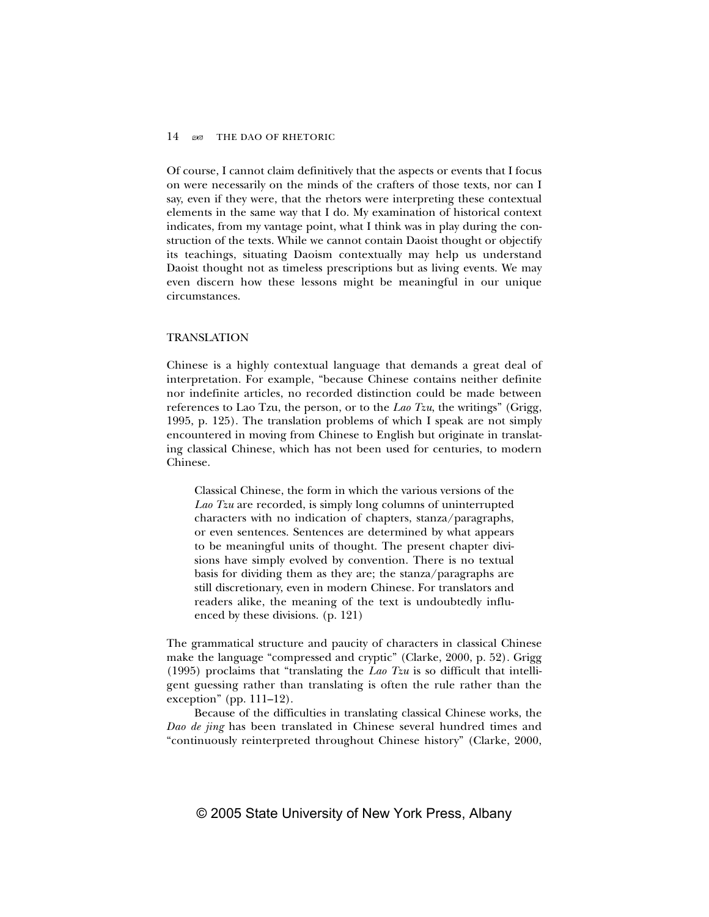Of course, I cannot claim definitively that the aspects or events that I focus on were necessarily on the minds of the crafters of those texts, nor can I say, even if they were, that the rhetors were interpreting these contextual elements in the same way that I do. My examination of historical context indicates, from my vantage point, what I think was in play during the construction of the texts. While we cannot contain Daoist thought or objectify its teachings, situating Daoism contextually may help us understand Daoist thought not as timeless prescriptions but as living events. We may even discern how these lessons might be meaningful in our unique circumstances.

## TRANSLATION

Chinese is a highly contextual language that demands a great deal of interpretation. For example, "because Chinese contains neither definite nor indefinite articles, no recorded distinction could be made between references to Lao Tzu, the person, or to the *Lao Tzu*, the writings" (Grigg, 1995, p. 125). The translation problems of which I speak are not simply encountered in moving from Chinese to English but originate in translating classical Chinese, which has not been used for centuries, to modern Chinese.

> Classical Chinese, the form in which the various versions of the *Lao Tzu* are recorded, is simply long columns of uninterrupted characters with no indication of chapters, stanza/paragraphs, or even sentences. Sentences are determined by what appears to be meaningful units of thought. The present chapter divisions have simply evolved by convention. There is no textual basis for dividing them as they are; the stanza/paragraphs are still discretionary, even in modern Chinese. For translators and readers alike, the meaning of the text is undoubtedly influenced by these divisions. (p. 121)

The grammatical structure and paucity of characters in classical Chinese make the language "compressed and cryptic" (Clarke, 2000, p. 52). Grigg (1995) proclaims that "translating the *Lao Tzu* is so difficult that intelligent guessing rather than translating is often the rule rather than the exception" (pp. 111–12).

Because of the difficulties in translating classical Chinese works, the *Dao de jing* has been translated in Chinese several hundred times and "continuously reinterpreted throughout Chinese history" (Clarke, 2000,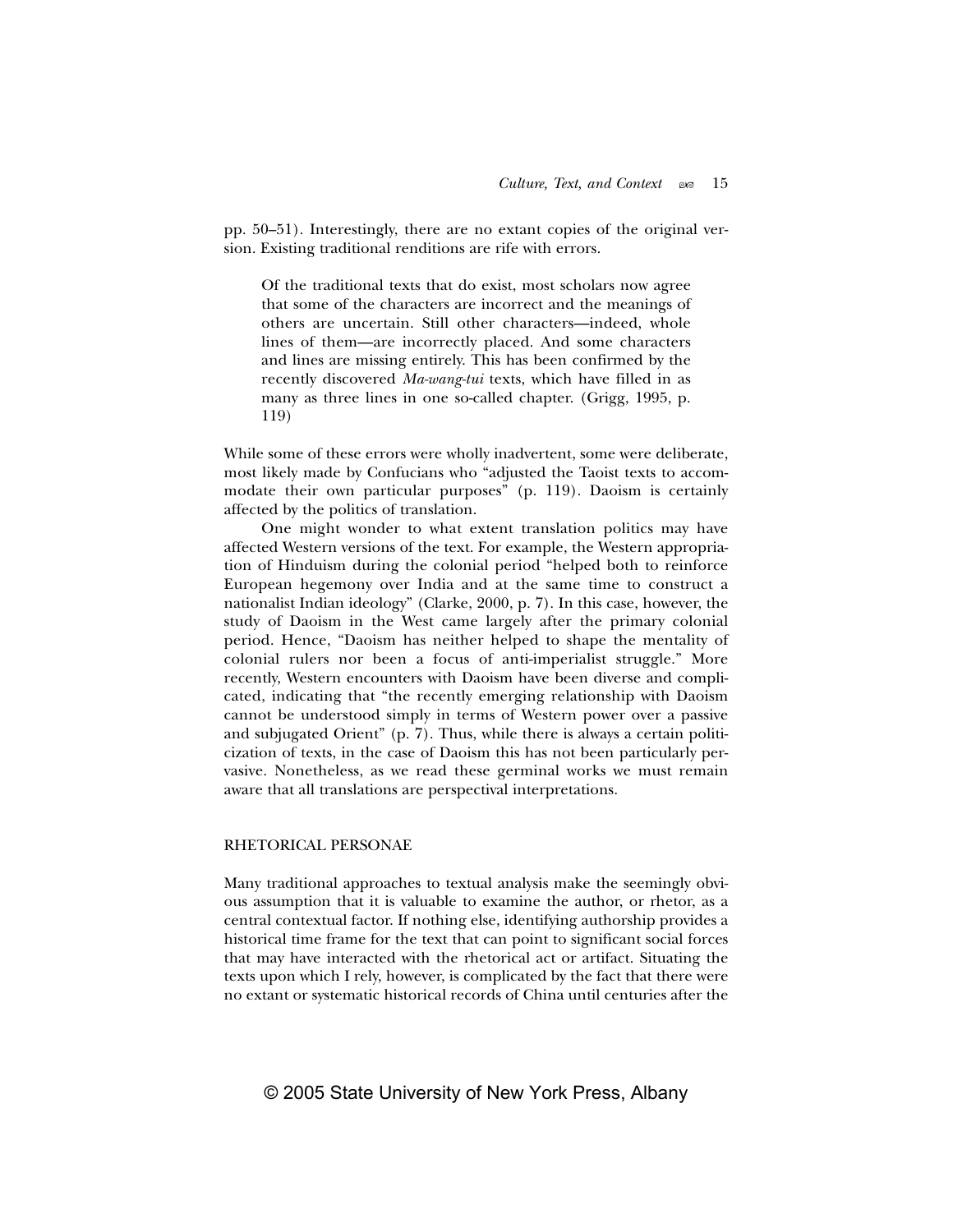pp. 50–51). Interestingly, there are no extant copies of the original version. Existing traditional renditions are rife with errors.

> Of the traditional texts that do exist, most scholars now agree that some of the characters are incorrect and the meanings of others are uncertain. Still other characters—indeed, whole lines of them—are incorrectly placed. And some characters and lines are missing entirely. This has been confirmed by the recently discovered *Ma-wang-tui* texts, which have filled in as many as three lines in one so-called chapter. (Grigg, 1995, p. 119)

While some of these errors were wholly inadvertent, some were deliberate, most likely made by Confucians who "adjusted the Taoist texts to accommodate their own particular purposes" (p. 119). Daoism is certainly affected by the politics of translation.

One might wonder to what extent translation politics may have affected Western versions of the text. For example, the Western appropriation of Hinduism during the colonial period "helped both to reinforce European hegemony over India and at the same time to construct a nationalist Indian ideology" (Clarke, 2000, p. 7). In this case, however, the study of Daoism in the West came largely after the primary colonial period. Hence, "Daoism has neither helped to shape the mentality of colonial rulers nor been a focus of anti-imperialist struggle." More recently, Western encounters with Daoism have been diverse and complicated, indicating that "the recently emerging relationship with Daoism cannot be understood simply in terms of Western power over a passive and subjugated Orient" (p. 7). Thus, while there is always a certain politicization of texts, in the case of Daoism this has not been particularly pervasive. Nonetheless, as we read these germinal works we must remain aware that all translations are perspectival interpretations.

## RHETORICAL PERSONAE

Many traditional approaches to textual analysis make the seemingly obvious assumption that it is valuable to examine the author, or rhetor, as a central contextual factor. If nothing else, identifying authorship provides a historical time frame for the text that can point to significant social forces that may have interacted with the rhetorical act or artifact. Situating the texts upon which I rely, however, is complicated by the fact that there were no extant or systematic historical records of China until centuries after the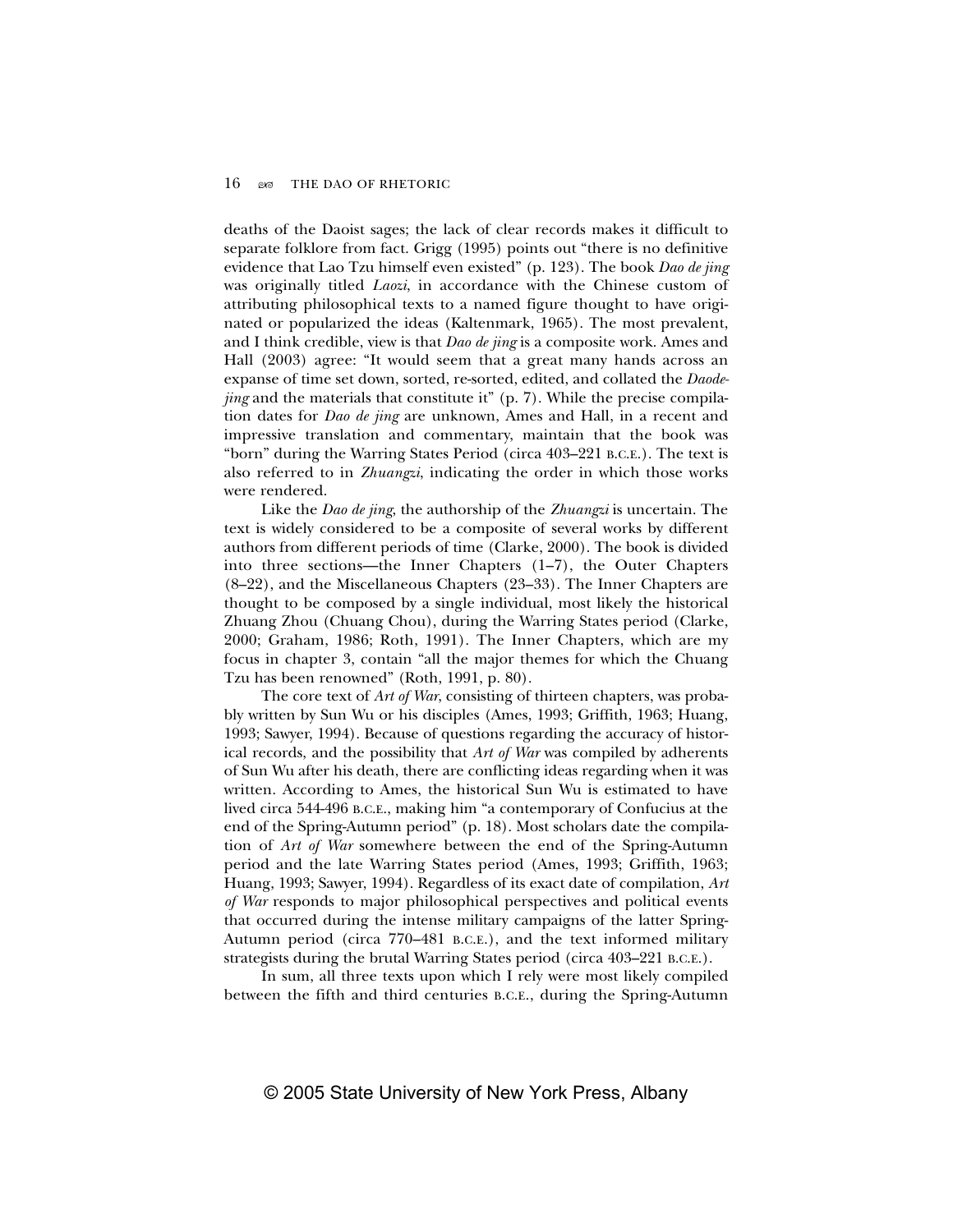deaths of the Daoist sages; the lack of clear records makes it difficult to separate folklore from fact. Grigg (1995) points out "there is no definitive evidence that Lao Tzu himself even existed" (p. 123). The book *Dao de jing* was originally titled *Laozi*, in accordance with the Chinese custom of attributing philosophical texts to a named figure thought to have originated or popularized the ideas (Kaltenmark, 1965). The most prevalent, and I think credible, view is that *Dao de jing* is a composite work. Ames and Hall (2003) agree: "It would seem that a great many hands across an expanse of time set down, sorted, re-sorted, edited, and collated the *Daodejing* and the materials that constitute it" (p. 7). While the precise compilation dates for *Dao de jing* are unknown, Ames and Hall, in a recent and impressive translation and commentary, maintain that the book was "born" during the Warring States Period (circa 403–221 B.C.E.). The text is also referred to in *Zhuangzi*, indicating the order in which those works were rendered.

Like the *Dao de jing*, the authorship of the *Zhuangzi* is uncertain. The text is widely considered to be a composite of several works by different authors from different periods of time (Clarke, 2000). The book is divided into three sections—the Inner Chapters (1–7), the Outer Chapters (8–22), and the Miscellaneous Chapters (23–33). The Inner Chapters are thought to be composed by a single individual, most likely the historical Zhuang Zhou (Chuang Chou), during the Warring States period (Clarke, 2000; Graham, 1986; Roth, 1991). The Inner Chapters, which are my focus in chapter 3, contain "all the major themes for which the Chuang Tzu has been renowned" (Roth, 1991, p. 80).

The core text of *Art of War*, consisting of thirteen chapters, was probably written by Sun Wu or his disciples (Ames, 1993; Griffith, 1963; Huang, 1993; Sawyer, 1994). Because of questions regarding the accuracy of historical records, and the possibility that *Art of War* was compiled by adherents of Sun Wu after his death, there are conflicting ideas regarding when it was written. According to Ames, the historical Sun Wu is estimated to have lived circa 544-496 B.C.E., making him "a contemporary of Confucius at the end of the Spring-Autumn period" (p. 18). Most scholars date the compilation of *Art of War* somewhere between the end of the Spring-Autumn period and the late Warring States period (Ames, 1993; Griffith, 1963; Huang, 1993; Sawyer, 1994). Regardless of its exact date of compilation, *Art of War* responds to major philosophical perspectives and political events that occurred during the intense military campaigns of the latter Spring-Autumn period (circa 770–481 B.C.E.), and the text informed military strategists during the brutal Warring States period (circa 403–221 B.C.E.).

In sum, all three texts upon which I rely were most likely compiled between the fifth and third centuries B.C.E., during the Spring-Autumn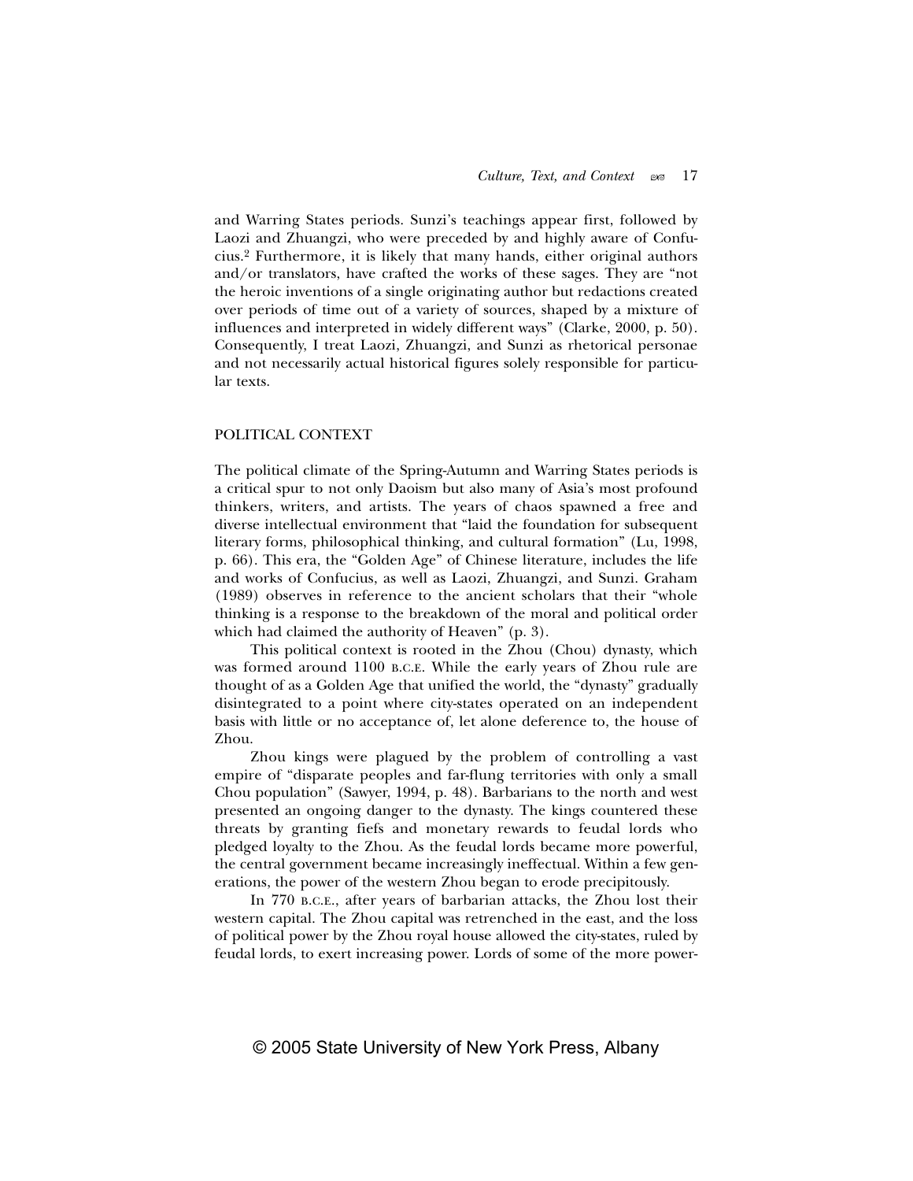and Warring States periods. Sunzi's teachings appear first, followed by Laozi and Zhuangzi, who were preceded by and highly aware of Confucius.[2] Furthermore, it is likely that many hands, either original authors and/or translators, have crafted the works of these sages. They are "not the heroic inventions of a single originating author but redactions created over periods of time out of a variety of sources, shaped by a mixture of influences and interpreted in widely different ways" (Clarke, 2000, p. 50). Consequently, I treat Laozi, Zhuangzi, and Sunzi as rhetorical personae and not necessarily actual historical figures solely responsible for particular texts.

## POLITICAL CONTEXT

The political climate of the Spring-Autumn and Warring States periods is a critical spur to not only Daoism but also many of Asia's most profound thinkers, writers, and artists. The years of chaos spawned a free and diverse intellectual environment that "laid the foundation for subsequent literary forms, philosophical thinking, and cultural formation" (Lu, 1998, p. 66). This era, the "Golden Age" of Chinese literature, includes the life and works of Confucius, as well as Laozi, Zhuangzi, and Sunzi. Graham (1989) observes in reference to the ancient scholars that their "whole thinking is a response to the breakdown of the moral and political order which had claimed the authority of Heaven" (p. 3).

This political context is rooted in the Zhou (Chou) dynasty, which was formed around 1100 B.C.E. While the early years of Zhou rule are thought of as a Golden Age that unified the world, the "dynasty" gradually disintegrated to a point where city-states operated on an independent basis with little or no acceptance of, let alone deference to, the house of Zhou.

Zhou kings were plagued by the problem of controlling a vast empire of "disparate peoples and far-flung territories with only a small Chou population" (Sawyer, 1994, p. 48). Barbarians to the north and west presented an ongoing danger to the dynasty. The kings countered these threats by granting fiefs and monetary rewards to feudal lords who pledged loyalty to the Zhou. As the feudal lords became more powerful, the central government became increasingly ineffectual. Within a few generations, the power of the western Zhou began to erode precipitously.

In 770 B.C.E., after years of barbarian attacks, the Zhou lost their western capital. The Zhou capital was retrenched in the east, and the loss of political power by the Zhou royal house allowed the city-states, ruled by feudal lords, to exert increasing power. Lords of some of the more power-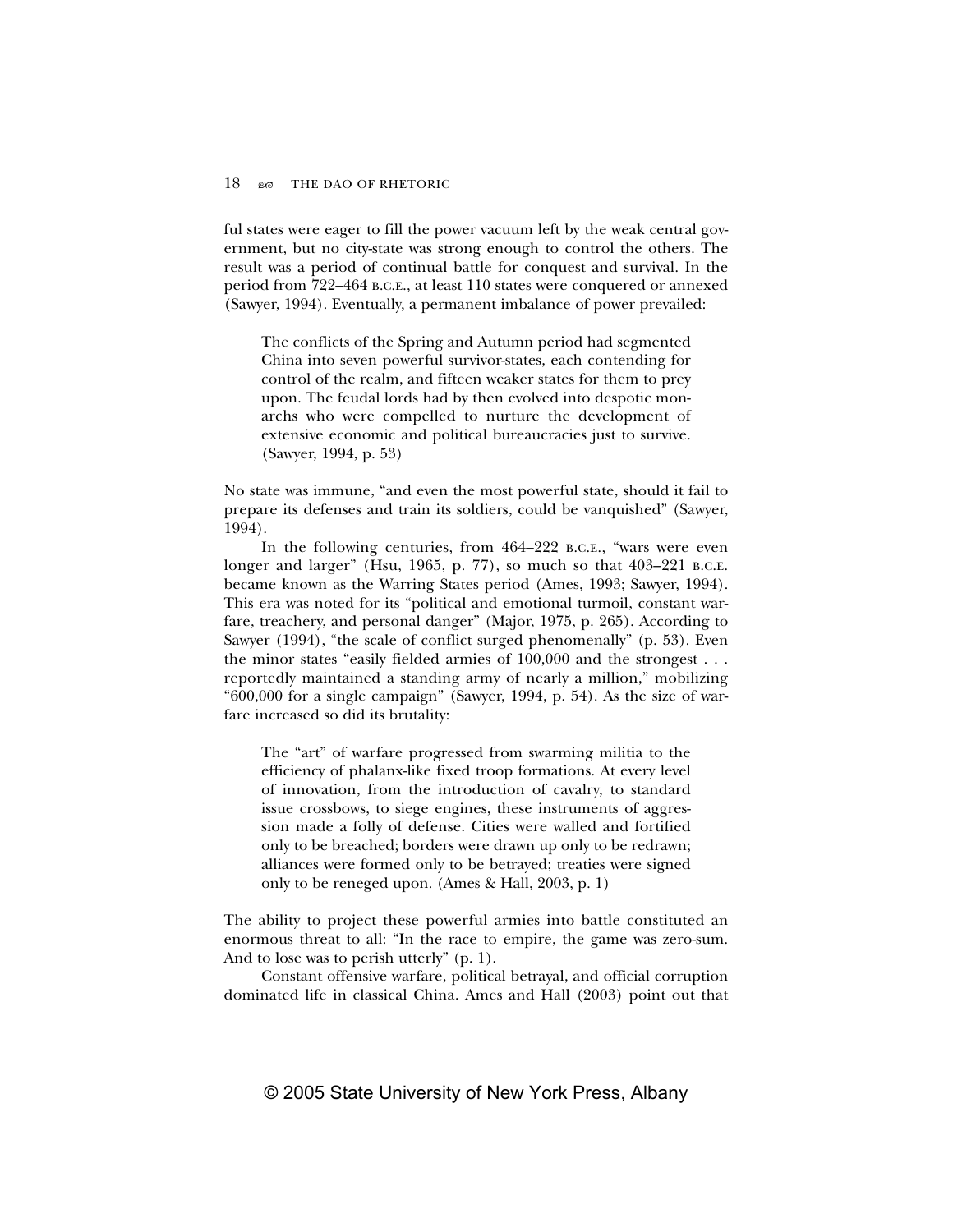ful states were eager to fill the power vacuum left by the weak central government, but no city-state was strong enough to control the others. The result was a period of continual battle for conquest and survival. In the period from 722–464 B.C.E., at least 110 states were conquered or annexed (Sawyer, 1994). Eventually, a permanent imbalance of power prevailed:

> The conflicts of the Spring and Autumn period had segmented China into seven powerful survivor-states, each contending for control of the realm, and fifteen weaker states for them to prey upon. The feudal lords had by then evolved into despotic monarchs who were compelled to nurture the development of extensive economic and political bureaucracies just to survive. (Sawyer, 1994, p. 53)

No state was immune, "and even the most powerful state, should it fail to prepare its defenses and train its soldiers, could be vanquished" (Sawyer, 1994).

In the following centuries, from 464–222 B.C.E., "wars were even longer and larger" (Hsu, 1965, p. 77), so much so that 403–221 B.C.E. became known as the Warring States period (Ames, 1993; Sawyer, 1994). This era was noted for its "political and emotional turmoil, constant warfare, treachery, and personal danger" (Major, 1975, p. 265). According to Sawyer (1994), "the scale of conflict surged phenomenally" (p. 53). Even the minor states "easily fielded armies of 100,000 and the strongest . . . reportedly maintained a standing army of nearly a million," mobilizing "600,000 for a single campaign" (Sawyer, 1994, p. 54). As the size of warfare increased so did its brutality:

> The "art" of warfare progressed from swarming militia to the efficiency of phalanx-like fixed troop formations. At every level of innovation, from the introduction of cavalry, to standard issue crossbows, to siege engines, these instruments of aggression made a folly of defense. Cities were walled and fortified only to be breached; borders were drawn up only to be redrawn; alliances were formed only to be betrayed; treaties were signed only to be reneged upon. (Ames & Hall, 2003, p. 1)

The ability to project these powerful armies into battle constituted an enormous threat to all: "In the race to empire, the game was zero-sum. And to lose was to perish utterly" (p. 1).

Constant offensive warfare, political betrayal, and official corruption dominated life in classical China. Ames and Hall (2003) point out that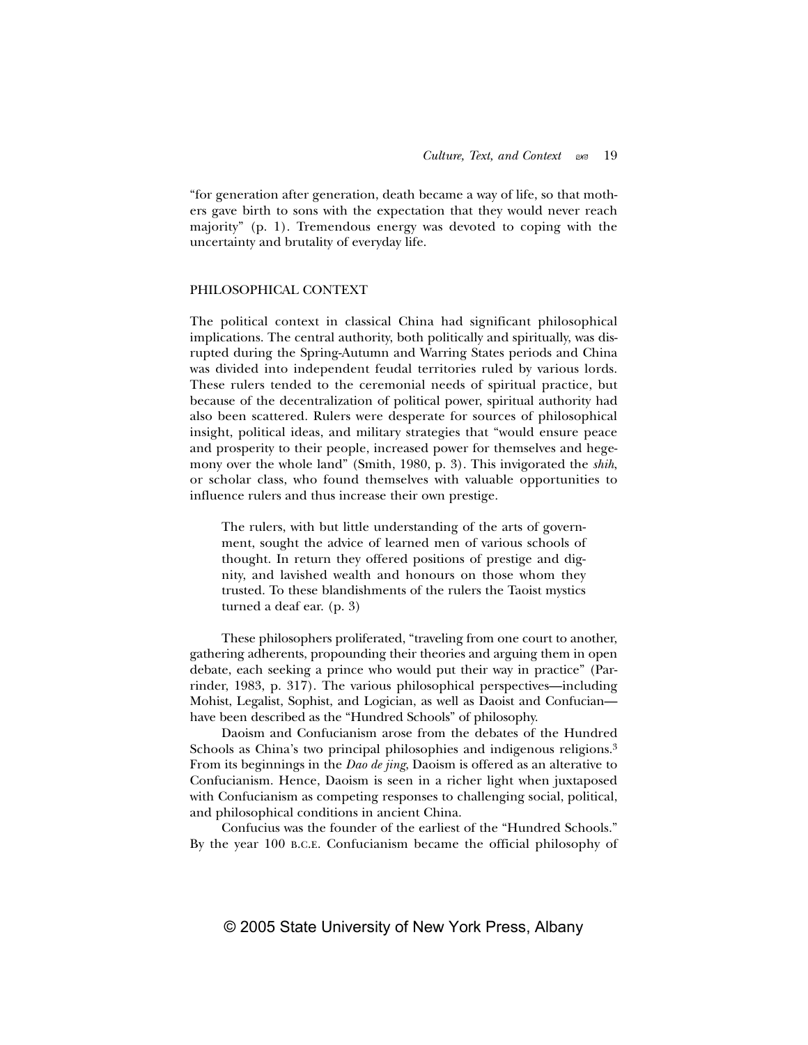"for generation after generation, death became a way of life, so that mothers gave birth to sons with the expectation that they would never reach majority" (p. 1). Tremendous energy was devoted to coping with the uncertainty and brutality of everyday life.

## PHILOSOPHICAL CONTEXT

The political context in classical China had significant philosophical implications. The central authority, both politically and spiritually, was disrupted during the Spring-Autumn and Warring States periods and China was divided into independent feudal territories ruled by various lords. These rulers tended to the ceremonial needs of spiritual practice, but because of the decentralization of political power, spiritual authority had also been scattered. Rulers were desperate for sources of philosophical insight, political ideas, and military strategies that "would ensure peace and prosperity to their people, increased power for themselves and hegemony over the whole land" (Smith, 1980, p. 3). This invigorated the *shih*, or scholar class, who found themselves with valuable opportunities to influence rulers and thus increase their own prestige.

> The rulers, with but little understanding of the arts of government, sought the advice of learned men of various schools of thought. In return they offered positions of prestige and dignity, and lavished wealth and honours on those whom they trusted. To these blandishments of the rulers the Taoist mystics turned a deaf ear. (p. 3)

These philosophers proliferated, "traveling from one court to another, gathering adherents, propounding their theories and arguing them in open debate, each seeking a prince who would put their way in practice" (Parrinder, 1983, p. 317). The various philosophical perspectives—including Mohist, Legalist, Sophist, and Logician, as well as Daoist and Confucian—have been described as the "Hundred Schools" of philosophy.

Daoism and Confucianism arose from the debates of the Hundred Schools as China's two principal philosophies and indigenous religions.[3] From its beginnings in the *Dao de jing*, Daoism is offered as an alterative to Confucianism. Hence, Daoism is seen in a richer light when juxtaposed with Confucianism as competing responses to challenging social, political, and philosophical conditions in ancient China.

Confucius was the founder of the earliest of the "Hundred Schools." By the year 100 B.C.E. Confucianism became the official philosophy of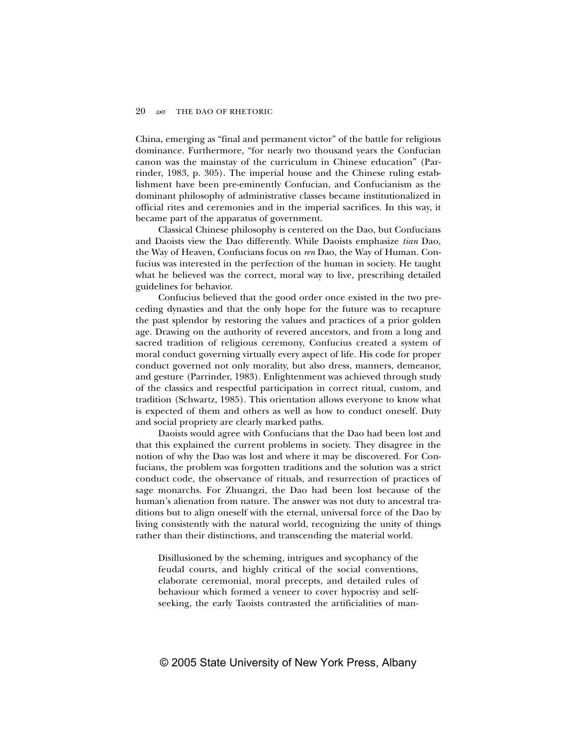China, emerging as "final and permanent victor" of the battle for religious dominance. Furthermore, "for nearly two thousand years the Confucian canon was the mainstay of the curriculum in Chinese education" (Parrinder, 1983, p. 305). The imperial house and the Chinese ruling establishment have been pre-eminently Confucian, and Confucianism as the dominant philosophy of administrative classes became institutionalized in official rites and ceremonies and in the imperial sacrifices. In this way, it became part of the apparatus of government.

Classical Chinese philosophy is centered on the Dao, but Confucians and Daoists view the Dao differently. While Daoists emphasize *tian* Dao, the Way of Heaven, Confucians focus on *ren* Dao, the Way of Human. Confucius was interested in the perfection of the human in society. He taught what he believed was the correct, moral way to live, prescribing detailed guidelines for behavior.

Confucius believed that the good order once existed in the two preceding dynasties and that the only hope for the future was to recapture the past splendor by restoring the values and practices of a prior golden age. Drawing on the authority of revered ancestors, and from a long and sacred tradition of religious ceremony, Confucius created a system of moral conduct governing virtually every aspect of life. His code for proper conduct governed not only morality, but also dress, manners, demeanor, and gesture (Parrinder, 1983). Enlightenment was achieved through study of the classics and respectful participation in correct ritual, custom, and tradition (Schwartz, 1985). This orientation allows everyone to know what is expected of them and others as well as how to conduct oneself. Duty and social propriety are clearly marked paths.

Daoists would agree with Confucians that the Dao had been lost and that this explained the current problems in society. They disagree in the notion of why the Dao was lost and where it may be discovered. For Confucians, the problem was forgotten traditions and the solution was a strict conduct code, the observance of rituals, and resurrection of practices of sage monarchs. For Zhuangzi, the Dao had been lost because of the human's alienation from nature. The answer was not duty to ancestral traditions but to align oneself with the eternal, universal force of the Dao by living consistently with the natural world, recognizing the unity of things rather than their distinctions, and transcending the material world.

> Disillusioned by the scheming, intrigues and sycophancy of the feudal courts, and highly critical of the social conventions, elaborate ceremonial, moral precepts, and detailed rules of behaviour which formed a veneer to cover hypocrisy and self-seeking, the early Taoists contrasted the artificialities of man-

© 2005 State University of New York Press, Albany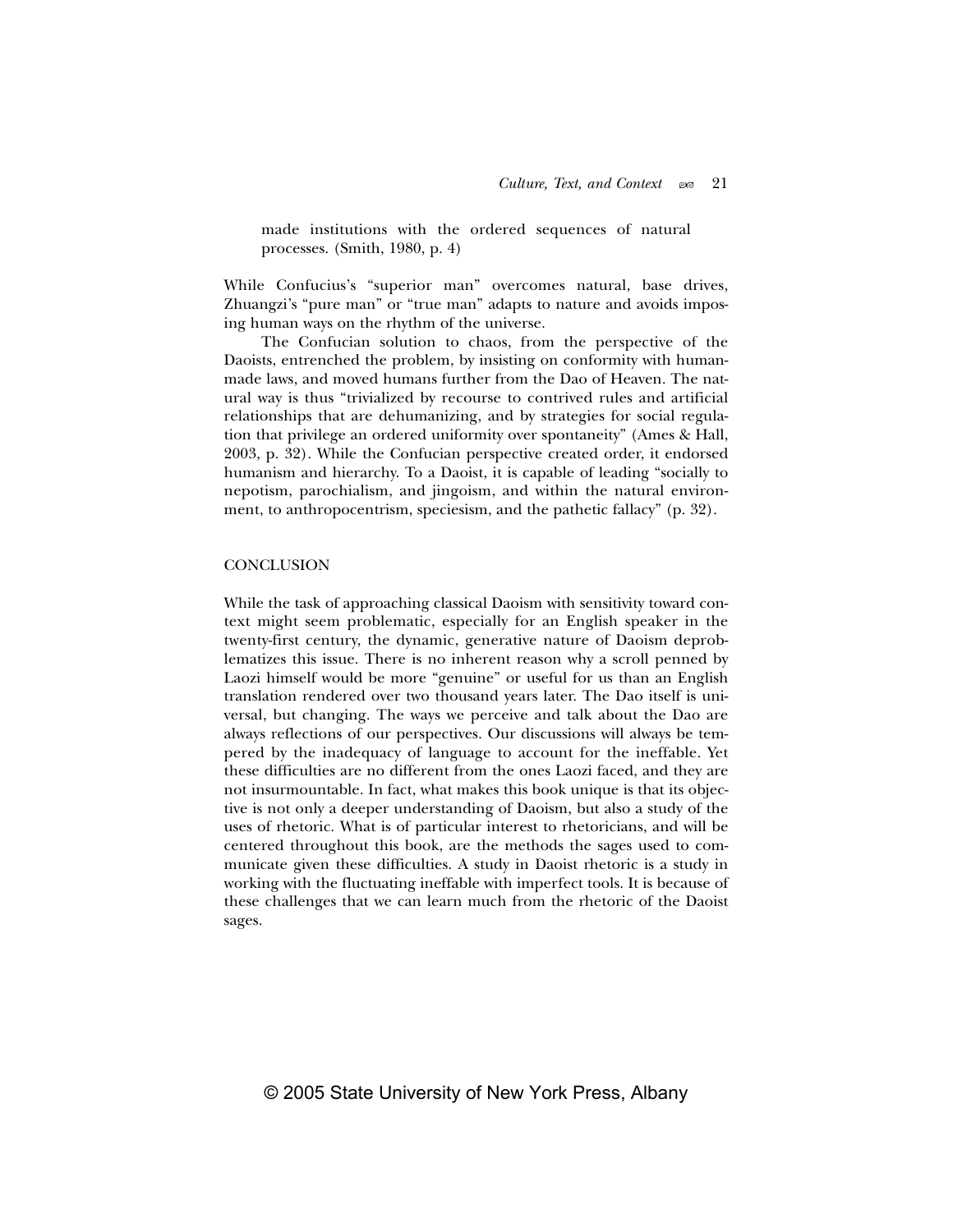made institutions with the ordered sequences of natural processes. (Smith, 1980, p. 4)

While Confucius's "superior man" overcomes natural, base drives, Zhuangzi's "pure man" or "true man" adapts to nature and avoids imposing human ways on the rhythm of the universe.

The Confucian solution to chaos, from the perspective of the Daoists, entrenched the problem, by insisting on conformity with human-made laws, and moved humans further from the Dao of Heaven. The natural way is thus "trivialized by recourse to contrived rules and artificial relationships that are dehumanizing, and by strategies for social regulation that privilege an ordered uniformity over spontaneity" (Ames & Hall, 2003, p. 32). While the Confucian perspective created order, it endorsed humanism and hierarchy. To a Daoist, it is capable of leading "socially to nepotism, parochialism, and jingoism, and within the natural environment, to anthropocentrism, speciesism, and the pathetic fallacy" (p. 32).

## CONCLUSION

While the task of approaching classical Daoism with sensitivity toward context might seem problematic, especially for an English speaker in the twenty-first century, the dynamic, generative nature of Daoism deproblematizes this issue. There is no inherent reason why a scroll penned by Laozi himself would be more "genuine" or useful for us than an English translation rendered over two thousand years later. The Dao itself is universal, but changing. The ways we perceive and talk about the Dao are always reflections of our perspectives. Our discussions will always be tempered by the inadequacy of language to account for the ineffable. Yet these difficulties are no different from the ones Laozi faced, and they are not insurmountable. In fact, what makes this book unique is that its objective is not only a deeper understanding of Daoism, but also a study of the uses of rhetoric. What is of particular interest to rhetoricians, and will be centered throughout this book, are the methods the sages used to communicate given these difficulties. A study in Daoist rhetoric is a study in working with the fluctuating ineffable with imperfect tools. It is because of these challenges that we can learn much from the rhetoric of the Daoist sages.

© 2005 State University of New York Press, Albany